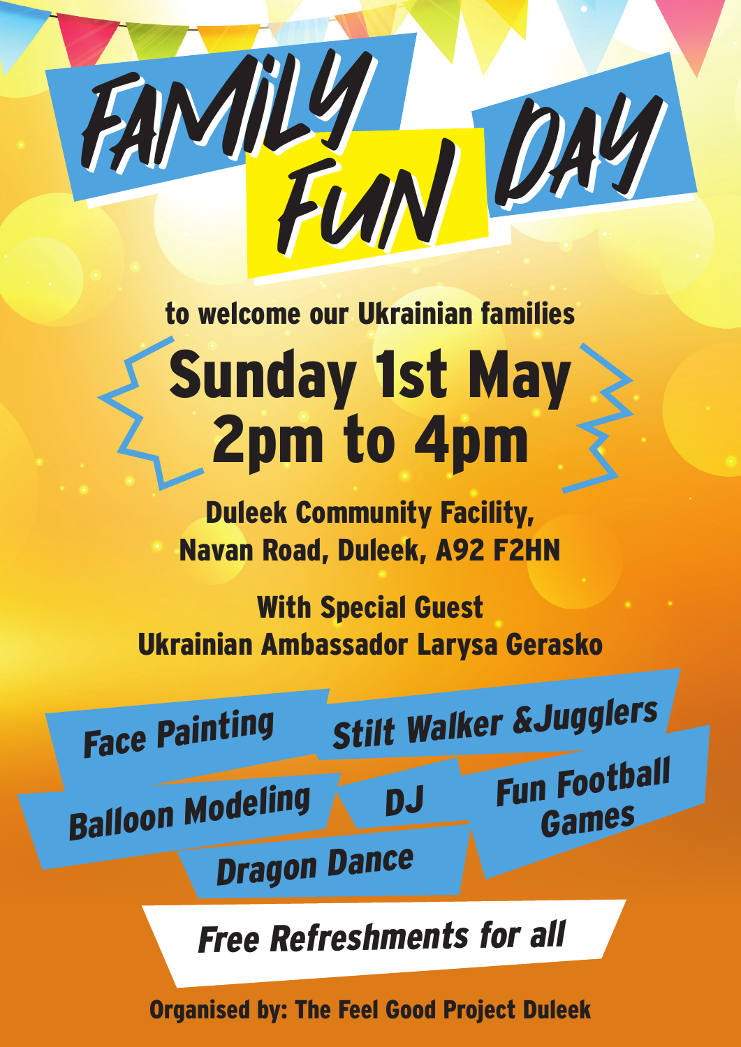# FAMILY FUN DAY

to welcome our Ukrainian families

## Sunday 1st May
## 2pm to 4pm

**Duleek Community Facility,**
**Navan Road, Duleek, A92 F2HN**

**With Special Guest**
**Ukrainian Ambassador Larysa Gerasko**

- *Face Painting*
- *Stilt Walker &Jugglers*
- *Balloon Modeling*
- *DJ*
- *Fun Football Games*
- *Dragon Dance*

***Free Refreshments for all***

**Organised by: The Feel Good Project Duleek**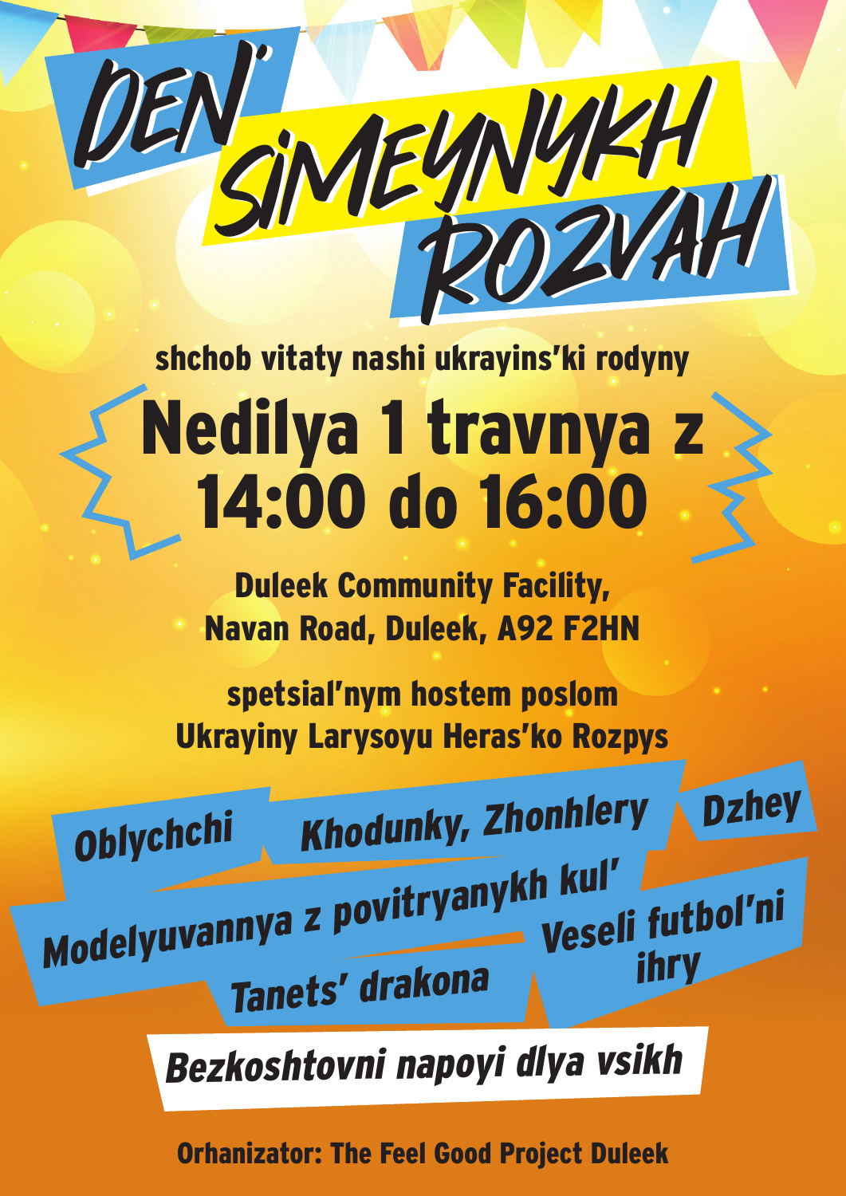# DEN' SIMEYNYKH ROZVAH

shchob vitaty nashi ukrayins'ki rodyny

## Nedilya 1 travnya z 14:00 do 16:00

**Duleek Community Facility, Navan Road, Duleek, A92 F2HN**

**spetsial'nym hostem poslom Ukrayiny Larysoyu Heras'ko Rozpys**

*Oblychchi*

*Khodunky, Zhonhlery*

*Dzhey*

*Modelyuvannya z povitryanykh kul'*

*Veseli futbol'ni ihry*

*Tanets' drakona*

***Bezkoshtovni napoyi dlya vsikh***

**Orhanizator: The Feel Good Project Duleek**